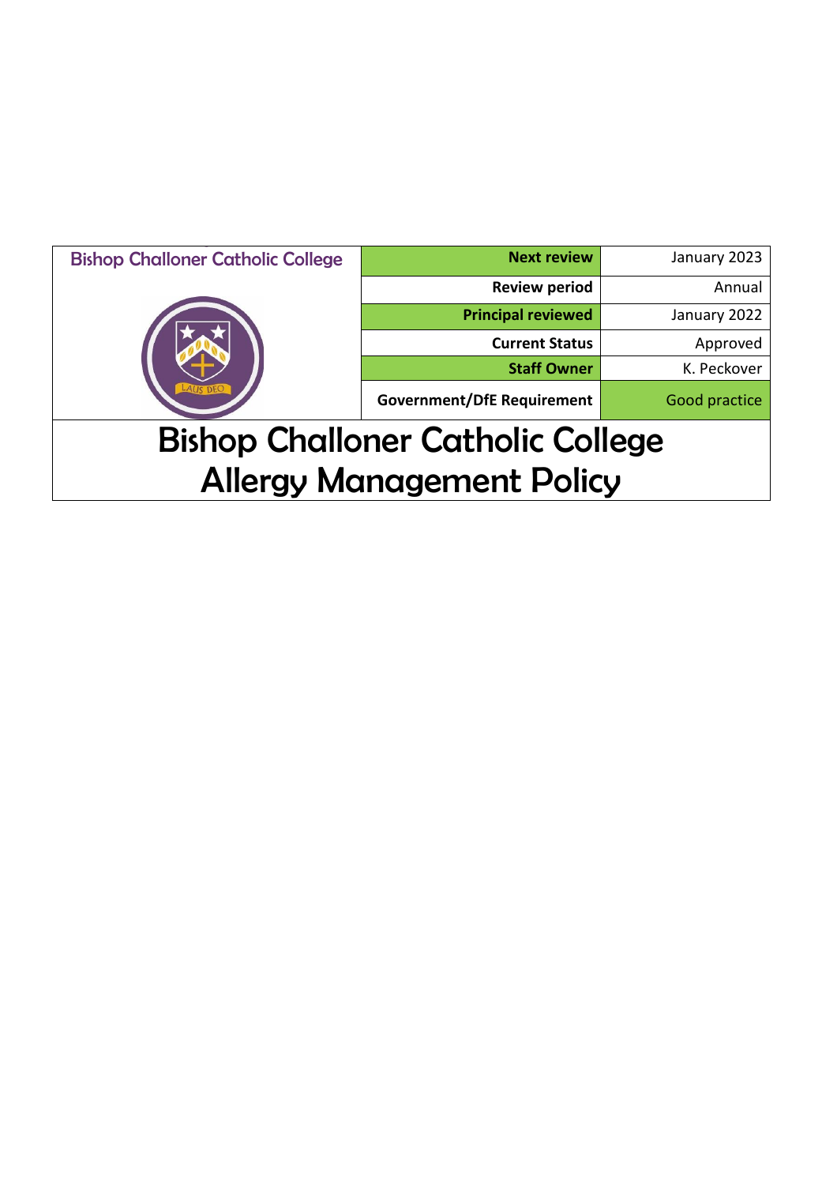| Bishop Challoner Catholic College | Next review | January 2023 |
| --- | --- | --- |
| | Review period | Annual |
| | Principal reviewed | January 2022 |
| | Current Status | Approved |
| | Staff Owner | K. Peckover |
| | Government/DfE Requirement | Good practice |

# Bishop Challoner Catholic College
# Allergy Management Policy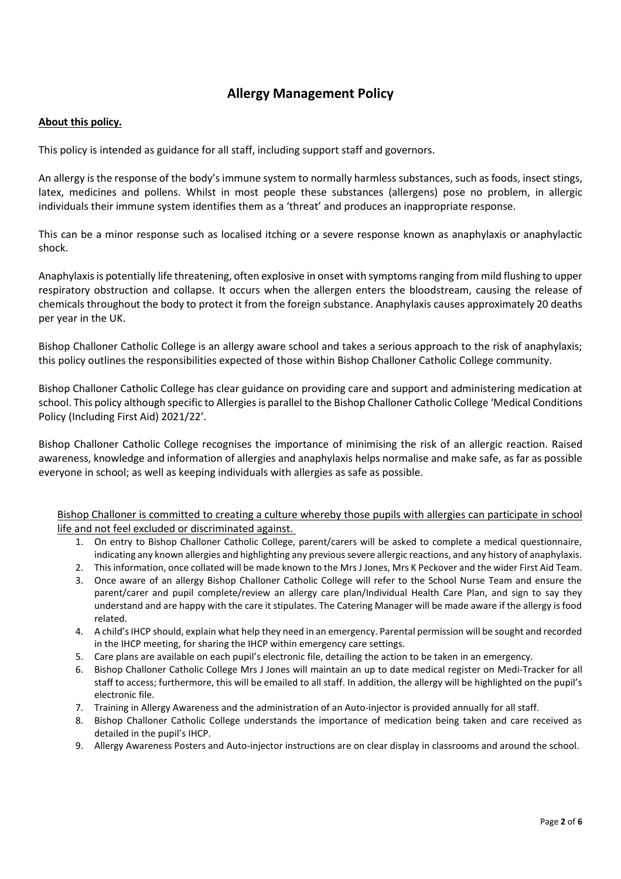# Allergy Management Policy

**About this policy.**

This policy is intended as guidance for all staff, including support staff and governors.

An allergy is the response of the body's immune system to normally harmless substances, such as foods, insect stings, latex, medicines and pollens. Whilst in most people these substances (allergens) pose no problem, in allergic individuals their immune system identifies them as a 'threat' and produces an inappropriate response.

This can be a minor response such as localised itching or a severe response known as anaphylaxis or anaphylactic shock.

Anaphylaxis is potentially life threatening, often explosive in onset with symptoms ranging from mild flushing to upper respiratory obstruction and collapse. It occurs when the allergen enters the bloodstream, causing the release of chemicals throughout the body to protect it from the foreign substance. Anaphylaxis causes approximately 20 deaths per year in the UK.

Bishop Challoner Catholic College is an allergy aware school and takes a serious approach to the risk of anaphylaxis; this policy outlines the responsibilities expected of those within Bishop Challoner Catholic College community.

Bishop Challoner Catholic College has clear guidance on providing care and support and administering medication at school. This policy although specific to Allergies is parallel to the Bishop Challoner Catholic College 'Medical Conditions Policy (Including First Aid) 2021/22'.

Bishop Challoner Catholic College recognises the importance of minimising the risk of an allergic reaction. Raised awareness, knowledge and information of allergies and anaphylaxis helps normalise and make safe, as far as possible everyone in school; as well as keeping individuals with allergies as safe as possible.

Bishop Challoner is committed to creating a culture whereby those pupils with allergies can participate in school life and not feel excluded or discriminated against.

1. On entry to Bishop Challoner Catholic College, parent/carers will be asked to complete a medical questionnaire, indicating any known allergies and highlighting any previous severe allergic reactions, and any history of anaphylaxis.
2. This information, once collated will be made known to the Mrs J Jones, Mrs K Peckover and the wider First Aid Team.
3. Once aware of an allergy Bishop Challoner Catholic College will refer to the School Nurse Team and ensure the parent/carer and pupil complete/review an allergy care plan/Individual Health Care Plan, and sign to say they understand and are happy with the care it stipulates. The Catering Manager will be made aware if the allergy is food related.
4. A child's IHCP should, explain what help they need in an emergency. Parental permission will be sought and recorded in the IHCP meeting, for sharing the IHCP within emergency care settings.
5. Care plans are available on each pupil's electronic file, detailing the action to be taken in an emergency.
6. Bishop Challoner Catholic College Mrs J Jones will maintain an up to date medical register on Medi-Tracker for all staff to access; furthermore, this will be emailed to all staff. In addition, the allergy will be highlighted on the pupil's electronic file.
7. Training in Allergy Awareness and the administration of an Auto-injector is provided annually for all staff.
8. Bishop Challoner Catholic College understands the importance of medication being taken and care received as detailed in the pupil's IHCP.
9. Allergy Awareness Posters and Auto-injector instructions are on clear display in classrooms and around the school.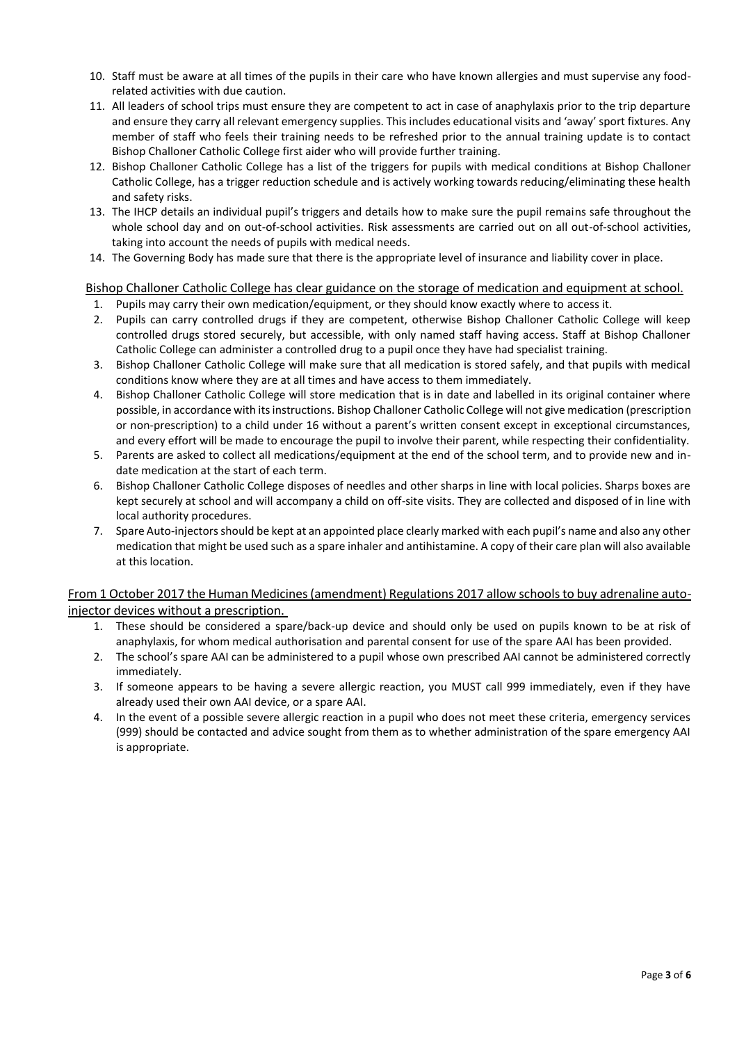10. Staff must be aware at all times of the pupils in their care who have known allergies and must supervise any food-related activities with due caution.
11. All leaders of school trips must ensure they are competent to act in case of anaphylaxis prior to the trip departure and ensure they carry all relevant emergency supplies. This includes educational visits and 'away' sport fixtures. Any member of staff who feels their training needs to be refreshed prior to the annual training update is to contact Bishop Challoner Catholic College first aider who will provide further training.
12. Bishop Challoner Catholic College has a list of the triggers for pupils with medical conditions at Bishop Challoner Catholic College, has a trigger reduction schedule and is actively working towards reducing/eliminating these health and safety risks.
13. The IHCP details an individual pupil's triggers and details how to make sure the pupil remains safe throughout the whole school day and on out-of-school activities. Risk assessments are carried out on all out-of-school activities, taking into account the needs of pupils with medical needs.
14. The Governing Body has made sure that there is the appropriate level of insurance and liability cover in place.

Bishop Challoner Catholic College has clear guidance on the storage of medication and equipment at school.

1. Pupils may carry their own medication/equipment, or they should know exactly where to access it.
2. Pupils can carry controlled drugs if they are competent, otherwise Bishop Challoner Catholic College will keep controlled drugs stored securely, but accessible, with only named staff having access. Staff at Bishop Challoner Catholic College can administer a controlled drug to a pupil once they have had specialist training.
3. Bishop Challoner Catholic College will make sure that all medication is stored safely, and that pupils with medical conditions know where they are at all times and have access to them immediately.
4. Bishop Challoner Catholic College will store medication that is in date and labelled in its original container where possible, in accordance with its instructions. Bishop Challoner Catholic College will not give medication (prescription or non-prescription) to a child under 16 without a parent's written consent except in exceptional circumstances, and every effort will be made to encourage the pupil to involve their parent, while respecting their confidentiality.
5. Parents are asked to collect all medications/equipment at the end of the school term, and to provide new and in-date medication at the start of each term.
6. Bishop Challoner Catholic College disposes of needles and other sharps in line with local policies. Sharps boxes are kept securely at school and will accompany a child on off-site visits. They are collected and disposed of in line with local authority procedures.
7. Spare Auto-injectors should be kept at an appointed place clearly marked with each pupil's name and also any other medication that might be used such as a spare inhaler and antihistamine. A copy of their care plan will also available at this location.

From 1 October 2017 the Human Medicines (amendment) Regulations 2017 allow schools to buy adrenaline auto-injector devices without a prescription.

1. These should be considered a spare/back-up device and should only be used on pupils known to be at risk of anaphylaxis, for whom medical authorisation and parental consent for use of the spare AAI has been provided.
2. The school's spare AAI can be administered to a pupil whose own prescribed AAI cannot be administered correctly immediately.
3. If someone appears to be having a severe allergic reaction, you MUST call 999 immediately, even if they have already used their own AAI device, or a spare AAI.
4. In the event of a possible severe allergic reaction in a pupil who does not meet these criteria, emergency services (999) should be contacted and advice sought from them as to whether administration of the spare emergency AAI is appropriate.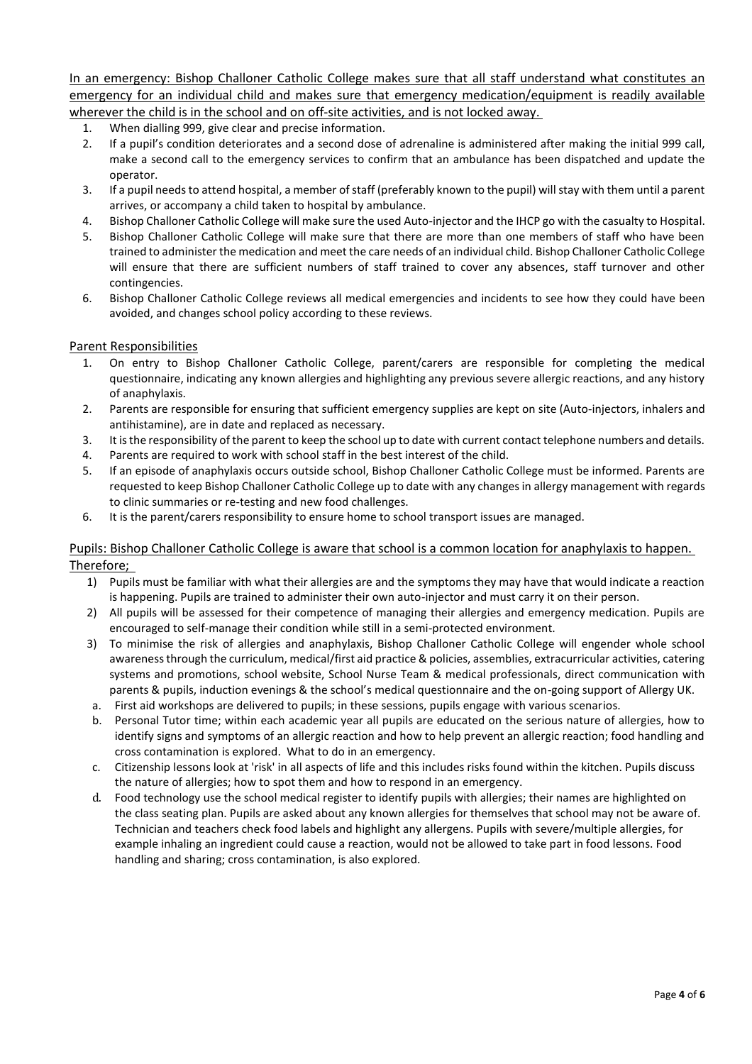In an emergency: Bishop Challoner Catholic College makes sure that all staff understand what constitutes an emergency for an individual child and makes sure that emergency medication/equipment is readily available wherever the child is in the school and on off-site activities, and is not locked away.

1. When dialling 999, give clear and precise information.
2. If a pupil's condition deteriorates and a second dose of adrenaline is administered after making the initial 999 call, make a second call to the emergency services to confirm that an ambulance has been dispatched and update the operator.
3. If a pupil needs to attend hospital, a member of staff (preferably known to the pupil) will stay with them until a parent arrives, or accompany a child taken to hospital by ambulance.
4. Bishop Challoner Catholic College will make sure the used Auto-injector and the IHCP go with the casualty to Hospital.
5. Bishop Challoner Catholic College will make sure that there are more than one members of staff who have been trained to administer the medication and meet the care needs of an individual child. Bishop Challoner Catholic College will ensure that there are sufficient numbers of staff trained to cover any absences, staff turnover and other contingencies.
6. Bishop Challoner Catholic College reviews all medical emergencies and incidents to see how they could have been avoided, and changes school policy according to these reviews.

## Parent Responsibilities

1. On entry to Bishop Challoner Catholic College, parent/carers are responsible for completing the medical questionnaire, indicating any known allergies and highlighting any previous severe allergic reactions, and any history of anaphylaxis.
2. Parents are responsible for ensuring that sufficient emergency supplies are kept on site (Auto-injectors, inhalers and antihistamine), are in date and replaced as necessary.
3. It is the responsibility of the parent to keep the school up to date with current contact telephone numbers and details.
4. Parents are required to work with school staff in the best interest of the child.
5. If an episode of anaphylaxis occurs outside school, Bishop Challoner Catholic College must be informed. Parents are requested to keep Bishop Challoner Catholic College up to date with any changes in allergy management with regards to clinic summaries or re-testing and new food challenges.
6. It is the parent/carers responsibility to ensure home to school transport issues are managed.

## Pupils: Bishop Challoner Catholic College is aware that school is a common location for anaphylaxis to happen. Therefore;

1) Pupils must be familiar with what their allergies are and the symptoms they may have that would indicate a reaction is happening. Pupils are trained to administer their own auto-injector and must carry it on their person.
2) All pupils will be assessed for their competence of managing their allergies and emergency medication. Pupils are encouraged to self-manage their condition while still in a semi-protected environment.
3) To minimise the risk of allergies and anaphylaxis, Bishop Challoner Catholic College will engender whole school awareness through the curriculum, medical/first aid practice & policies, assemblies, extracurricular activities, catering systems and promotions, school website, School Nurse Team & medical professionals, direct communication with parents & pupils, induction evenings & the school's medical questionnaire and the on-going support of Allergy UK.
   a. First aid workshops are delivered to pupils; in these sessions, pupils engage with various scenarios.
   b. Personal Tutor time; within each academic year all pupils are educated on the serious nature of allergies, how to identify signs and symptoms of an allergic reaction and how to help prevent an allergic reaction; food handling and cross contamination is explored. What to do in an emergency.
   c. Citizenship lessons look at 'risk' in all aspects of life and this includes risks found within the kitchen. Pupils discuss the nature of allergies; how to spot them and how to respond in an emergency.
   d. Food technology use the school medical register to identify pupils with allergies; their names are highlighted on the class seating plan. Pupils are asked about any known allergies for themselves that school may not be aware of. Technician and teachers check food labels and highlight any allergens. Pupils with severe/multiple allergies, for example inhaling an ingredient could cause a reaction, would not be allowed to take part in food lessons. Food handling and sharing; cross contamination, is also explored.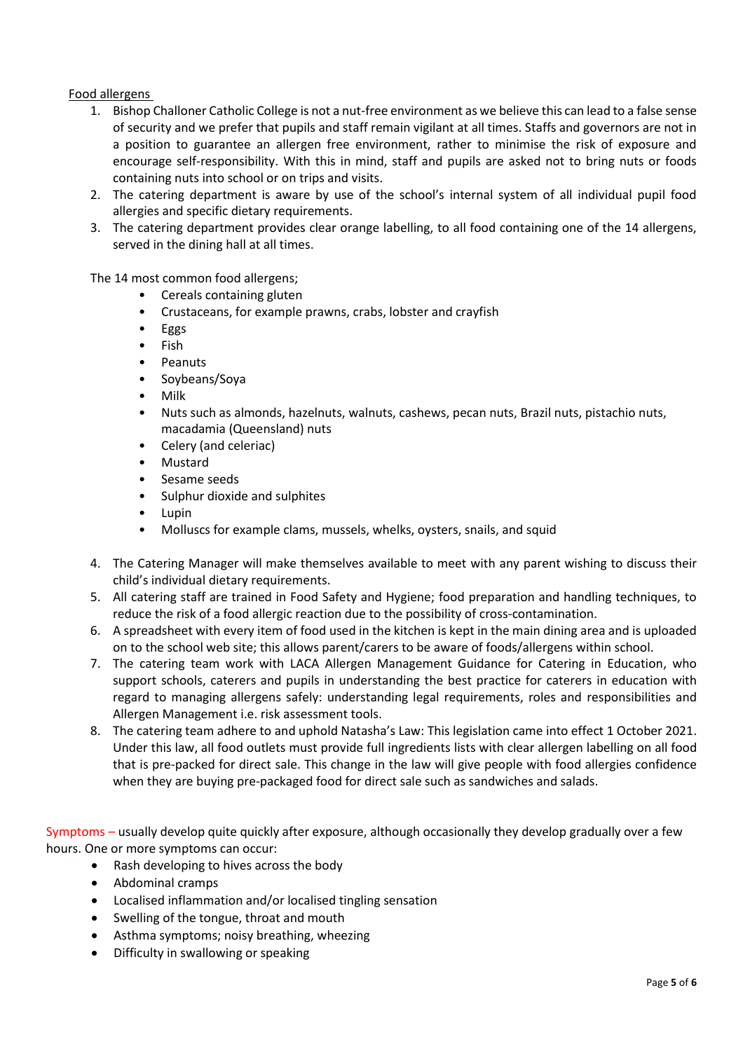Food allergens

1. Bishop Challoner Catholic College is not a nut-free environment as we believe this can lead to a false sense of security and we prefer that pupils and staff remain vigilant at all times. Staffs and governors are not in a position to guarantee an allergen free environment, rather to minimise the risk of exposure and encourage self-responsibility. With this in mind, staff and pupils are asked not to bring nuts or foods containing nuts into school or on trips and visits.
2. The catering department is aware by use of the school's internal system of all individual pupil food allergies and specific dietary requirements.
3. The catering department provides clear orange labelling, to all food containing one of the 14 allergens, served in the dining hall at all times.

The 14 most common food allergens;

- Cereals containing gluten
- Crustaceans, for example prawns, crabs, lobster and crayfish
- Eggs
- Fish
- Peanuts
- Soybeans/Soya
- Milk
- Nuts such as almonds, hazelnuts, walnuts, cashews, pecan nuts, Brazil nuts, pistachio nuts, macadamia (Queensland) nuts
- Celery (and celeriac)
- Mustard
- Sesame seeds
- Sulphur dioxide and sulphites
- Lupin
- Molluscs for example clams, mussels, whelks, oysters, snails, and squid

4. The Catering Manager will make themselves available to meet with any parent wishing to discuss their child's individual dietary requirements.
5. All catering staff are trained in Food Safety and Hygiene; food preparation and handling techniques, to reduce the risk of a food allergic reaction due to the possibility of cross-contamination.
6. A spreadsheet with every item of food used in the kitchen is kept in the main dining area and is uploaded on to the school web site; this allows parent/carers to be aware of foods/allergens within school.
7. The catering team work with LACA Allergen Management Guidance for Catering in Education, who support schools, caterers and pupils in understanding the best practice for caterers in education with regard to managing allergens safely: understanding legal requirements, roles and responsibilities and Allergen Management i.e. risk assessment tools.
8. The catering team adhere to and uphold Natasha's Law: This legislation came into effect 1 October 2021. Under this law, all food outlets must provide full ingredients lists with clear allergen labelling on all food that is pre-packed for direct sale. This change in the law will give people with food allergies confidence when they are buying pre-packaged food for direct sale such as sandwiches and salads.

Symptoms – usually develop quite quickly after exposure, although occasionally they develop gradually over a few hours. One or more symptoms can occur:

- Rash developing to hives across the body
- Abdominal cramps
- Localised inflammation and/or localised tingling sensation
- Swelling of the tongue, throat and mouth
- Asthma symptoms; noisy breathing, wheezing
- Difficulty in swallowing or speaking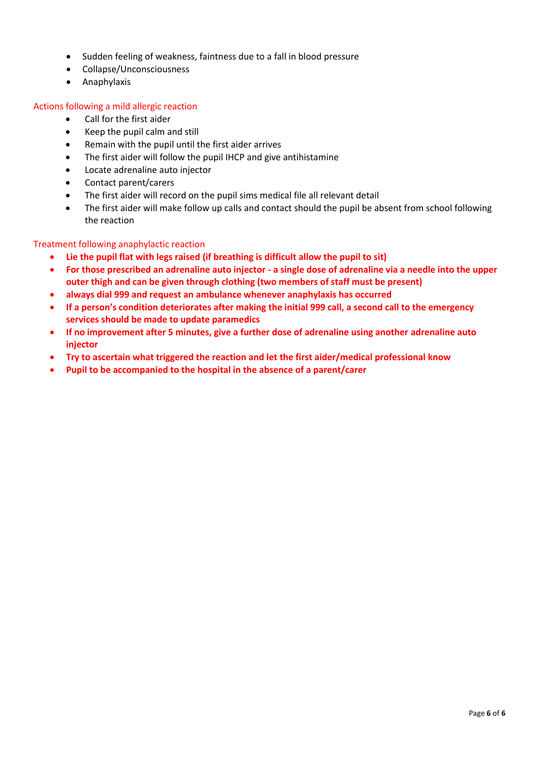- Sudden feeling of weakness, faintness due to a fall in blood pressure
- Collapse/Unconsciousness
- Anaphylaxis

### Actions following a mild allergic reaction

- Call for the first aider
- Keep the pupil calm and still
- Remain with the pupil until the first aider arrives
- The first aider will follow the pupil IHCP and give antihistamine
- Locate adrenaline auto injector
- Contact parent/carers
- The first aider will record on the pupil sims medical file all relevant detail
- The first aider will make follow up calls and contact should the pupil be absent from school following the reaction

### Treatment following anaphylactic reaction

- **Lie the pupil flat with legs raised (if breathing is difficult allow the pupil to sit)**
- **For those prescribed an adrenaline auto injector - a single dose of adrenaline via a needle into the upper outer thigh and can be given through clothing (two members of staff must be present)**
- **always dial 999 and request an ambulance whenever anaphylaxis has occurred**
- **If a person's condition deteriorates after making the initial 999 call, a second call to the emergency services should be made to update paramedics**
- **If no improvement after 5 minutes, give a further dose of adrenaline using another adrenaline auto injector**
- **Try to ascertain what triggered the reaction and let the first aider/medical professional know**
- **Pupil to be accompanied to the hospital in the absence of a parent/carer**